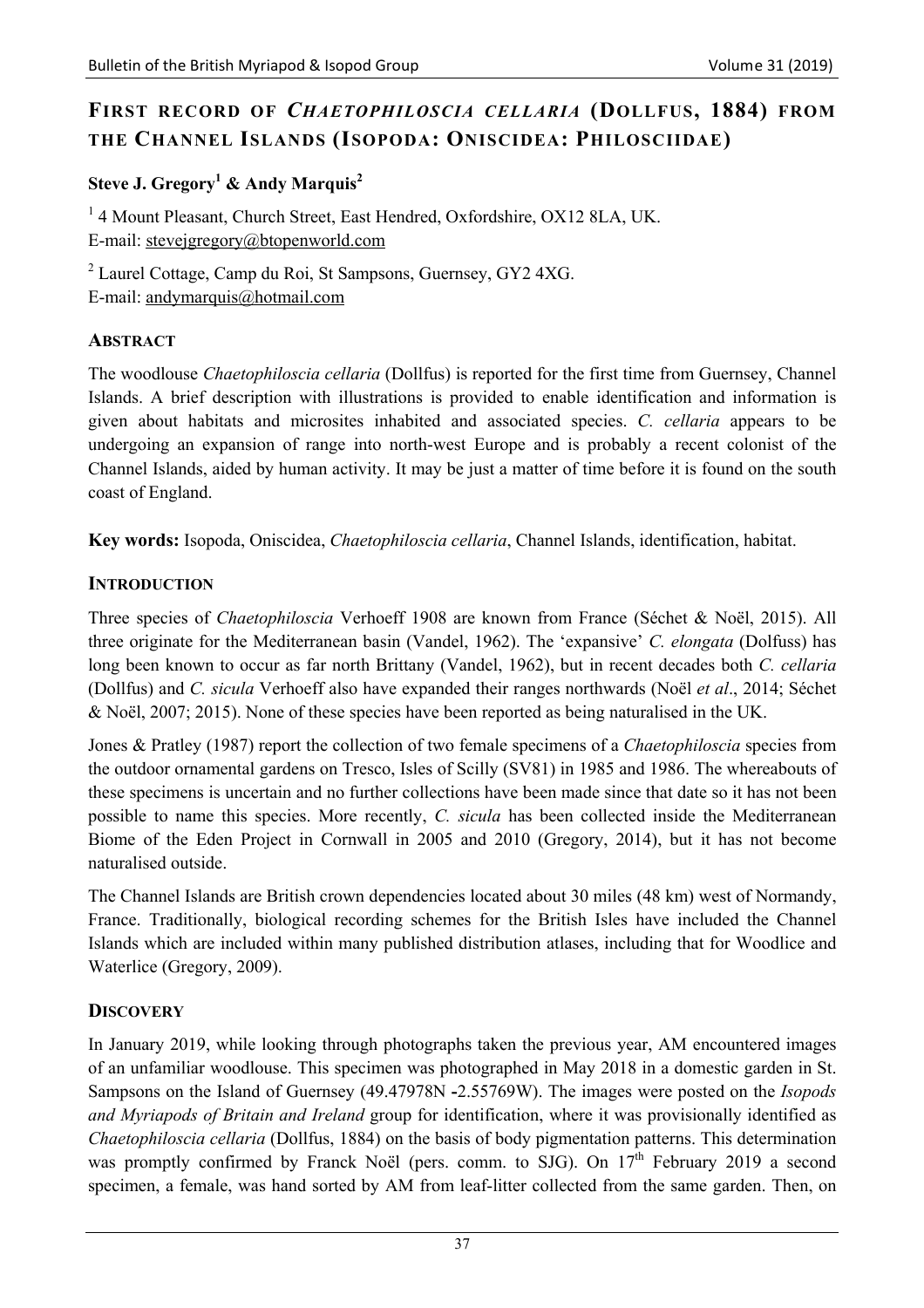# FIRST RECORD OF *CHAETOPHILOSCIA CELLARIA* (DOLLFUS, 1884) FROM THE CHANNEL ISLANDS (ISOPODA: ONISCIDEA: PHILOSCIIDAE)

**Steve J. Gregory[1] & Andy Marquis[2]**

[1] 4 Mount Pleasant, Church Street, East Hendred, Oxfordshire, OX12 8LA, UK.
E-mail: stevejgregory@btopenworld.com

[2] Laurel Cottage, Camp du Roi, St Sampsons, Guernsey, GY2 4XG.
E-mail: andymarquis@hotmail.com

## ABSTRACT

The woodlouse *Chaetophiloscia cellaria* (Dollfus) is reported for the first time from Guernsey, Channel Islands. A brief description with illustrations is provided to enable identification and information is given about habitats and microsites inhabited and associated species. *C. cellaria* appears to be undergoing an expansion of range into north-west Europe and is probably a recent colonist of the Channel Islands, aided by human activity. It may be just a matter of time before it is found on the south coast of England.

**Key words:** Isopoda, Oniscidea, *Chaetophiloscia cellaria*, Channel Islands, identification, habitat.

## INTRODUCTION

Three species of *Chaetophiloscia* Verhoeff 1908 are known from France (Séchet & Noël, 2015). All three originate for the Mediterranean basin (Vandel, 1962). The 'expansive' *C. elongata* (Dolfuss) has long been known to occur as far north Brittany (Vandel, 1962), but in recent decades both *C. cellaria* (Dollfus) and *C. sicula* Verhoeff also have expanded their ranges northwards (Noël *et al*., 2014; Séchet & Noël, 2007; 2015). None of these species have been reported as being naturalised in the UK.

Jones & Pratley (1987) report the collection of two female specimens of a *Chaetophiloscia* species from the outdoor ornamental gardens on Tresco, Isles of Scilly (SV81) in 1985 and 1986. The whereabouts of these specimens is uncertain and no further collections have been made since that date so it has not been possible to name this species. More recently, *C. sicula* has been collected inside the Mediterranean Biome of the Eden Project in Cornwall in 2005 and 2010 (Gregory, 2014), but it has not become naturalised outside.

The Channel Islands are British crown dependencies located about 30 miles (48 km) west of Normandy, France. Traditionally, biological recording schemes for the British Isles have included the Channel Islands which are included within many published distribution atlases, including that for Woodlice and Waterlice (Gregory, 2009).

## DISCOVERY

In January 2019, while looking through photographs taken the previous year, AM encountered images of an unfamiliar woodlouse. This specimen was photographed in May 2018 in a domestic garden in St. Sampsons on the Island of Guernsey (49.47978N -2.55769W). The images were posted on the *Isopods and Myriapods of Britain and Ireland* group for identification, where it was provisionally identified as *Chaetophiloscia cellaria* (Dollfus, 1884) on the basis of body pigmentation patterns. This determination was promptly confirmed by Franck Noël (pers. comm. to SJG). On 17th February 2019 a second specimen, a female, was hand sorted by AM from leaf-litter collected from the same garden. Then, on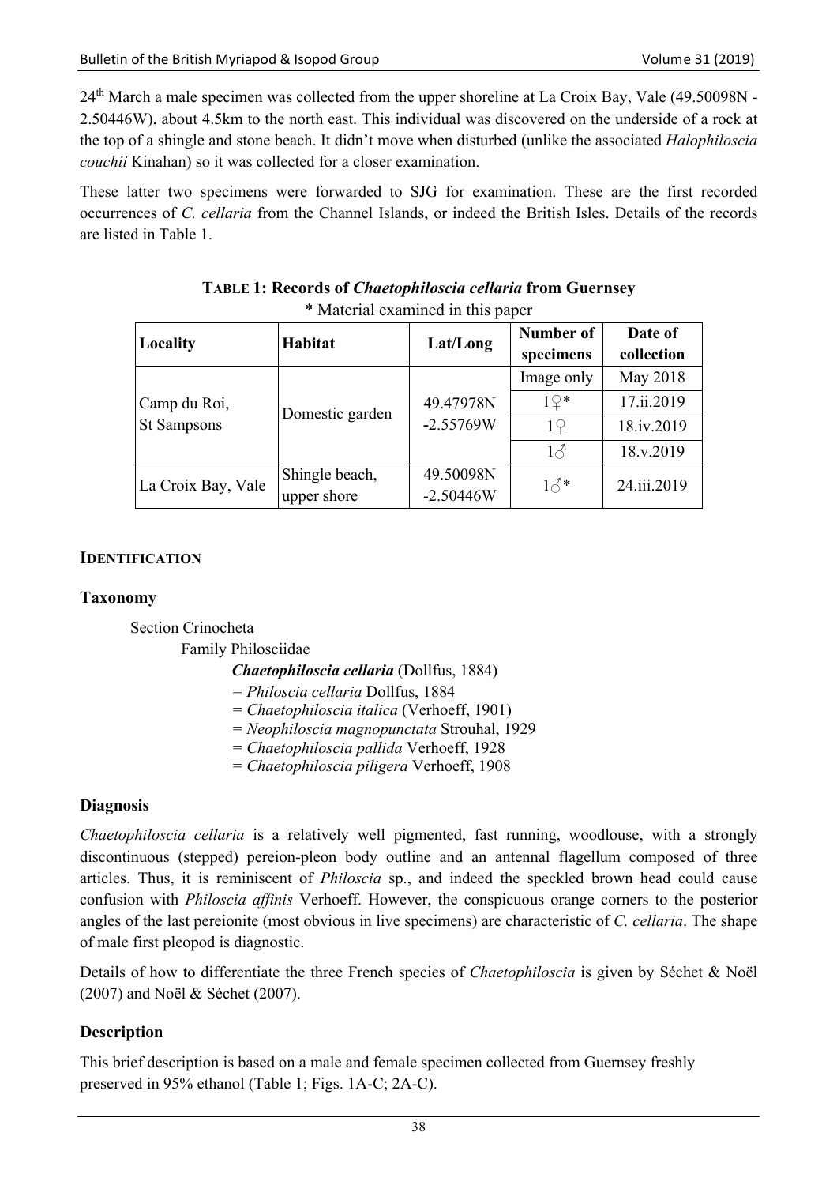24th March a male specimen was collected from the upper shoreline at La Croix Bay, Vale (49.50098N - 2.50446W), about 4.5km to the north east. This individual was discovered on the underside of a rock at the top of a shingle and stone beach. It didn't move when disturbed (unlike the associated *Halophiloscia couchii* Kinahan) so it was collected for a closer examination.

These latter two specimens were forwarded to SJG for examination. These are the first recorded occurrences of *C. cellaria* from the Channel Islands, or indeed the British Isles. Details of the records are listed in Table 1.

**TABLE 1: Records of *Chaetophiloscia cellaria* from Guernsey**

\* Material examined in this paper

| Locality | Habitat | Lat/Long | Number of specimens | Date of collection |
|---|---|---|---|---|
| Camp du Roi, St Sampsons | Domestic garden | 49.47978N -2.55769W | Image only | May 2018 |
| | | | 1♀* | 17.ii.2019 |
| | | | 1♀ | 18.iv.2019 |
| | | | 1♂ | 18.v.2019 |
| La Croix Bay, Vale | Shingle beach, upper shore | 49.50098N -2.50446W | 1♂* | 24.iii.2019 |

## IDENTIFICATION

### Taxonomy

Section Crinocheta

Family Philosciidae

***Chaetophiloscia cellaria*** (Dollfus, 1884)

= *Philoscia cellaria* Dollfus, 1884

= *Chaetophiloscia italica* (Verhoeff, 1901)

= *Neophiloscia magnopunctata* Strouhal, 1929

= *Chaetophiloscia pallida* Verhoeff, 1928

= *Chaetophiloscia piligera* Verhoeff, 1908

### Diagnosis

*Chaetophiloscia cellaria* is a relatively well pigmented, fast running, woodlouse, with a strongly discontinuous (stepped) pereion-pleon body outline and an antennal flagellum composed of three articles. Thus, it is reminiscent of *Philoscia* sp., and indeed the speckled brown head could cause confusion with *Philoscia affinis* Verhoeff. However, the conspicuous orange corners to the posterior angles of the last pereionite (most obvious in live specimens) are characteristic of *C. cellaria*. The shape of male first pleopod is diagnostic.

Details of how to differentiate the three French species of *Chaetophiloscia* is given by Séchet & Noël (2007) and Noël & Séchet (2007).

### Description

This brief description is based on a male and female specimen collected from Guernsey freshly preserved in 95% ethanol (Table 1; Figs. 1A-C; 2A-C).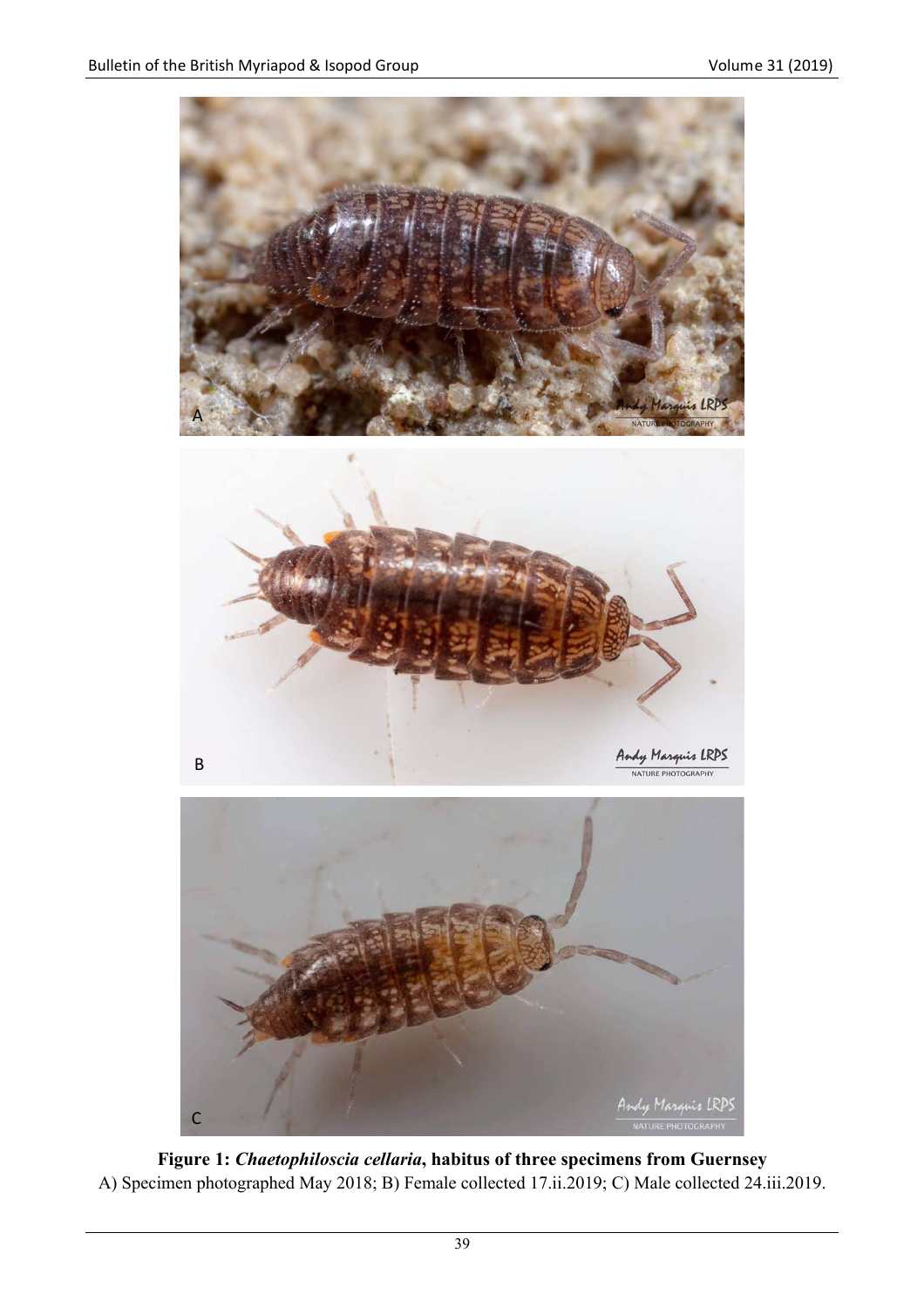**Figure 1:** ***Chaetophiloscia cellaria*****, habitus of three specimens from Guernsey**
A) Specimen photographed May 2018; B) Female collected 17.ii.2019; C) Male collected 24.iii.2019.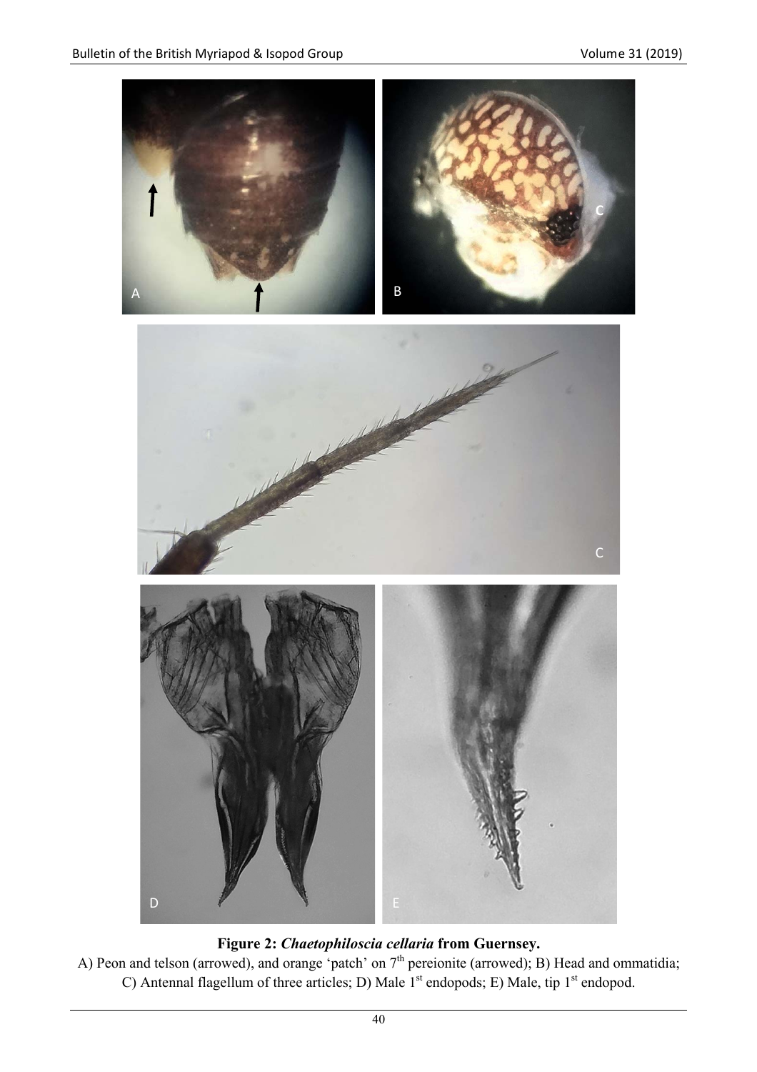**Figure 2: *Chaetophiloscia cellaria* from Guernsey.**

A) Peon and telson (arrowed), and orange 'patch' on 7th pereionite (arrowed); B) Head and ommatidia; C) Antennal flagellum of three articles; D) Male 1st endopods; E) Male, tip 1st endopod.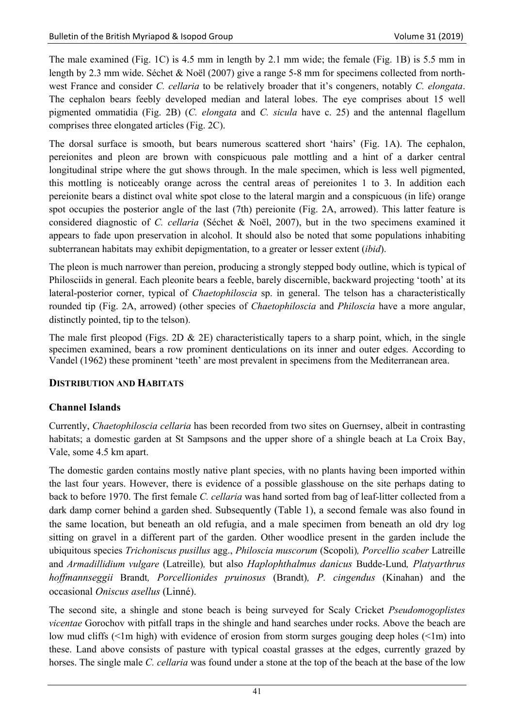The male examined (Fig. 1C) is 4.5 mm in length by 2.1 mm wide; the female (Fig. 1B) is 5.5 mm in length by 2.3 mm wide. Séchet & Noël (2007) give a range 5-8 mm for specimens collected from north-west France and consider *C. cellaria* to be relatively broader that it's congeners, notably *C. elongata*. The cephalon bears feebly developed median and lateral lobes. The eye comprises about 15 well pigmented ommatidia (Fig. 2B) (*C. elongata* and *C. sicula* have c. 25) and the antennal flagellum comprises three elongated articles (Fig. 2C).

The dorsal surface is smooth, but bears numerous scattered short 'hairs' (Fig. 1A). The cephalon, pereionites and pleon are brown with conspicuous pale mottling and a hint of a darker central longitudinal stripe where the gut shows through. In the male specimen, which is less well pigmented, this mottling is noticeably orange across the central areas of pereionites 1 to 3. In addition each pereionite bears a distinct oval white spot close to the lateral margin and a conspicuous (in life) orange spot occupies the posterior angle of the last (7th) pereionite (Fig. 2A, arrowed). This latter feature is considered diagnostic of *C. cellaria* (Séchet & Noël, 2007), but in the two specimens examined it appears to fade upon preservation in alcohol. It should also be noted that some populations inhabiting subterranean habitats may exhibit depigmentation, to a greater or lesser extent (*ibid*).

The pleon is much narrower than pereion, producing a strongly stepped body outline, which is typical of Philosciids in general. Each pleonite bears a feeble, barely discernible, backward projecting 'tooth' at its lateral-posterior corner, typical of *Chaetophiloscia* sp. in general. The telson has a characteristically rounded tip (Fig. 2A, arrowed) (other species of *Chaetophiloscia* and *Philoscia* have a more angular, distinctly pointed, tip to the telson).

The male first pleopod (Figs. 2D & 2E) characteristically tapers to a sharp point, which, in the single specimen examined, bears a row prominent denticulations on its inner and outer edges. According to Vandel (1962) these prominent 'teeth' are most prevalent in specimens from the Mediterranean area.

## DISTRIBUTION AND HABITATS

### Channel Islands

Currently, *Chaetophiloscia cellaria* has been recorded from two sites on Guernsey, albeit in contrasting habitats; a domestic garden at St Sampsons and the upper shore of a shingle beach at La Croix Bay, Vale, some 4.5 km apart.

The domestic garden contains mostly native plant species, with no plants having been imported within the last four years. However, there is evidence of a possible glasshouse on the site perhaps dating to back to before 1970. The first female *C. cellaria* was hand sorted from bag of leaf-litter collected from a dark damp corner behind a garden shed. Subsequently (Table 1), a second female was also found in the same location, but beneath an old refugia, and a male specimen from beneath an old dry log sitting on gravel in a different part of the garden. Other woodlice present in the garden include the ubiquitous species *Trichoniscus pusillus* agg., *Philoscia muscorum* (Scopoli), *Porcellio scaber* Latreille and *Armadillidium vulgare* (Latreille), but also *Haplophthalmus danicus* Budde-Lund, *Platyarthrus hoffmannseggii* Brandt, *Porcellionides pruinosus* (Brandt), *P. cingendus* (Kinahan) and the occasional *Oniscus asellus* (Linné).

The second site, a shingle and stone beach is being surveyed for Scaly Cricket *Pseudomogoplistes vicentae* Gorochov with pitfall traps in the shingle and hand searches under rocks. Above the beach are low mud cliffs (<1m high) with evidence of erosion from storm surges gouging deep holes (<1m) into these. Land above consists of pasture with typical coastal grasses at the edges, currently grazed by horses. The single male *C. cellaria* was found under a stone at the top of the beach at the base of the low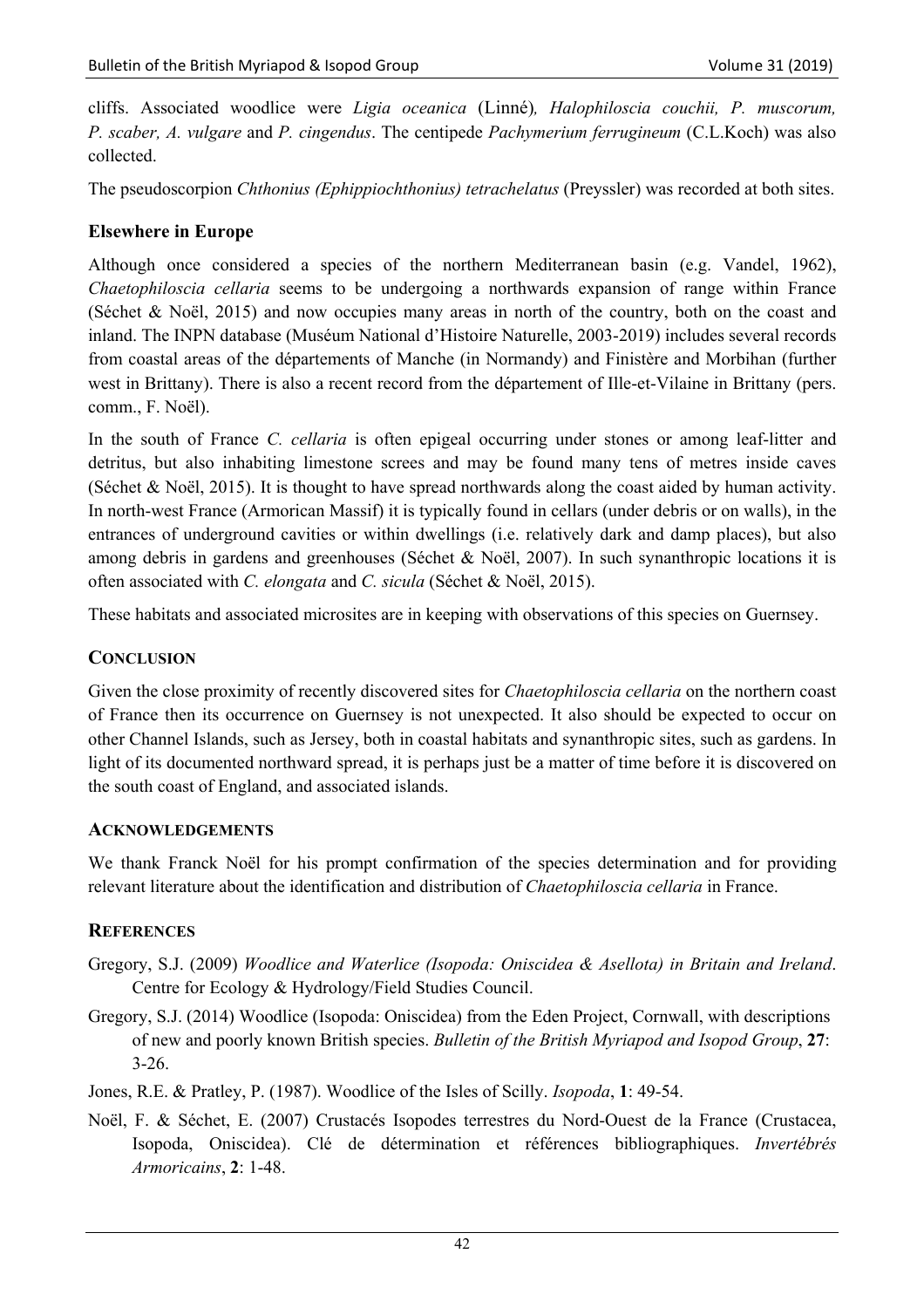cliffs. Associated woodlice were *Ligia oceanica* (Linné)*, Halophiloscia couchii, P. muscorum, P. scaber, A. vulgare* and *P. cingendus*. The centipede *Pachymerium ferrugineum* (C.L.Koch) was also collected.

The pseudoscorpion *Chthonius (Ephippiochthonius) tetrachelatus* (Preyssler) was recorded at both sites.

### Elsewhere in Europe

Although once considered a species of the northern Mediterranean basin (e.g. Vandel, 1962), *Chaetophiloscia cellaria* seems to be undergoing a northwards expansion of range within France (Séchet & Noël, 2015) and now occupies many areas in north of the country, both on the coast and inland. The INPN database (Muséum National d'Histoire Naturelle, 2003-2019) includes several records from coastal areas of the départements of Manche (in Normandy) and Finistère and Morbihan (further west in Brittany). There is also a recent record from the département of Ille-et-Vilaine in Brittany (pers. comm., F. Noël).

In the south of France *C. cellaria* is often epigeal occurring under stones or among leaf-litter and detritus, but also inhabiting limestone screes and may be found many tens of metres inside caves (Séchet & Noël, 2015). It is thought to have spread northwards along the coast aided by human activity. In north-west France (Armorican Massif) it is typically found in cellars (under debris or on walls), in the entrances of underground cavities or within dwellings (i.e. relatively dark and damp places), but also among debris in gardens and greenhouses (Séchet & Noël, 2007). In such synanthropic locations it is often associated with *C. elongata* and *C. sicula* (Séchet & Noël, 2015).

These habitats and associated microsites are in keeping with observations of this species on Guernsey.

## CONCLUSION

Given the close proximity of recently discovered sites for *Chaetophiloscia cellaria* on the northern coast of France then its occurrence on Guernsey is not unexpected. It also should be expected to occur on other Channel Islands, such as Jersey, both in coastal habitats and synanthropic sites, such as gardens. In light of its documented northward spread, it is perhaps just be a matter of time before it is discovered on the south coast of England, and associated islands.

## ACKNOWLEDGEMENTS

We thank Franck Noël for his prompt confirmation of the species determination and for providing relevant literature about the identification and distribution of *Chaetophiloscia cellaria* in France.

## REFERENCES

Gregory, S.J. (2009) *Woodlice and Waterlice (Isopoda: Oniscidea & Asellota) in Britain and Ireland*. Centre for Ecology & Hydrology/Field Studies Council.

Gregory, S.J. (2014) Woodlice (Isopoda: Oniscidea) from the Eden Project, Cornwall, with descriptions of new and poorly known British species. *Bulletin of the British Myriapod and Isopod Group*, **27**: 3-26.

Jones, R.E. & Pratley, P. (1987). Woodlice of the Isles of Scilly. *Isopoda*, **1**: 49-54.

Noël, F. & Séchet, E. (2007) Crustacés Isopodes terrestres du Nord-Ouest de la France (Crustacea, Isopoda, Oniscidea). Clé de détermination et références bibliographiques. *Invertébrés Armoricains*, **2**: 1-48.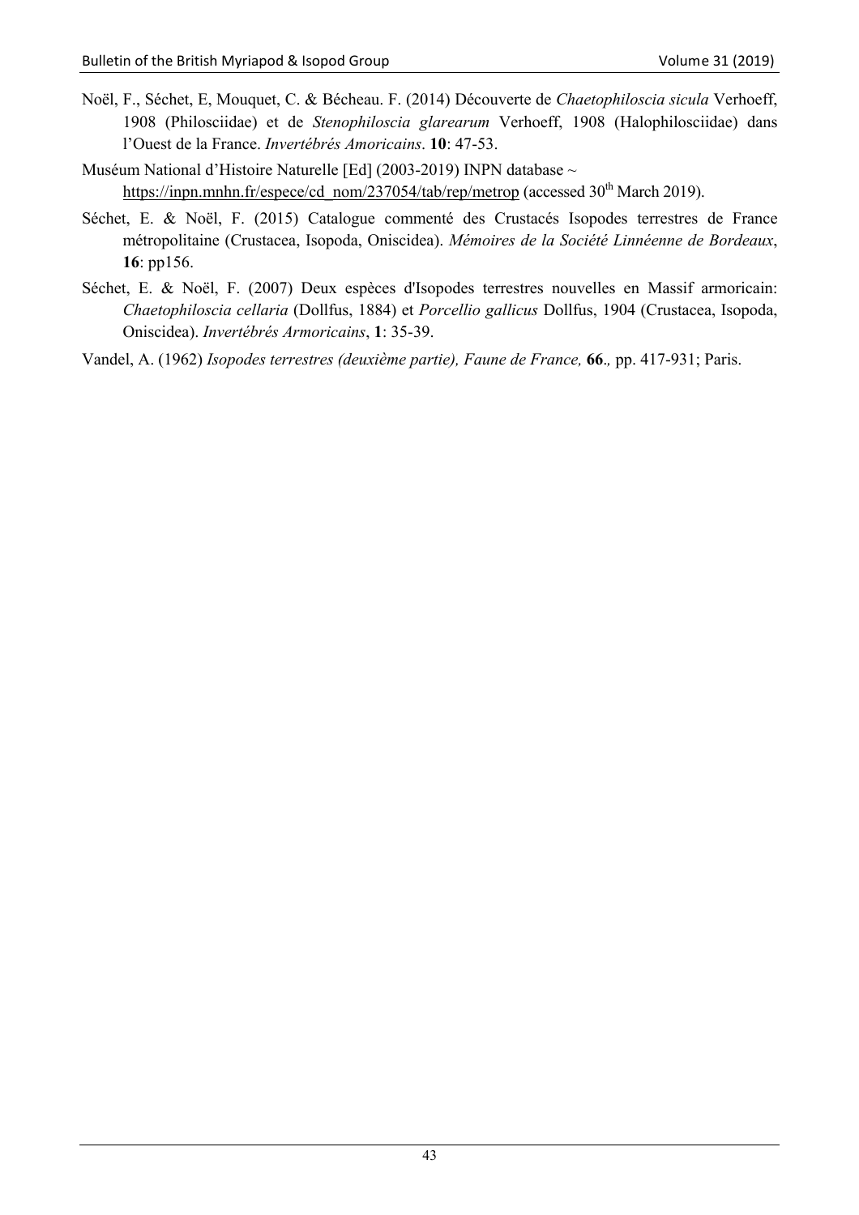Noël, F., Séchet, E, Mouquet, C. & Bécheau. F. (2014) Découverte de *Chaetophiloscia sicula* Verhoeff, 1908 (Philosciidae) et de *Stenophiloscia glarearum* Verhoeff, 1908 (Halophilosciidae) dans l'Ouest de la France. *Invertébrés Amoricains*. **10**: 47-53.

Muséum National d'Histoire Naturelle [Ed] (2003-2019) INPN database ~ https://inpn.mnhn.fr/espece/cd_nom/237054/tab/rep/metrop (accessed 30th March 2019).

Séchet, E. & Noël, F. (2015) Catalogue commenté des Crustacés Isopodes terrestres de France métropolitaine (Crustacea, Isopoda, Oniscidea). *Mémoires de la Société Linnéenne de Bordeaux*, **16**: pp156.

Séchet, E. & Noël, F. (2007) Deux espèces d'Isopodes terrestres nouvelles en Massif armoricain: *Chaetophiloscia cellaria* (Dollfus, 1884) et *Porcellio gallicus* Dollfus, 1904 (Crustacea, Isopoda, Oniscidea). *Invertébrés Armoricains*, **1**: 35-39.

Vandel, A. (1962) *Isopodes terrestres (deuxième partie), Faune de France,* **66**.*,* pp. 417-931; Paris.